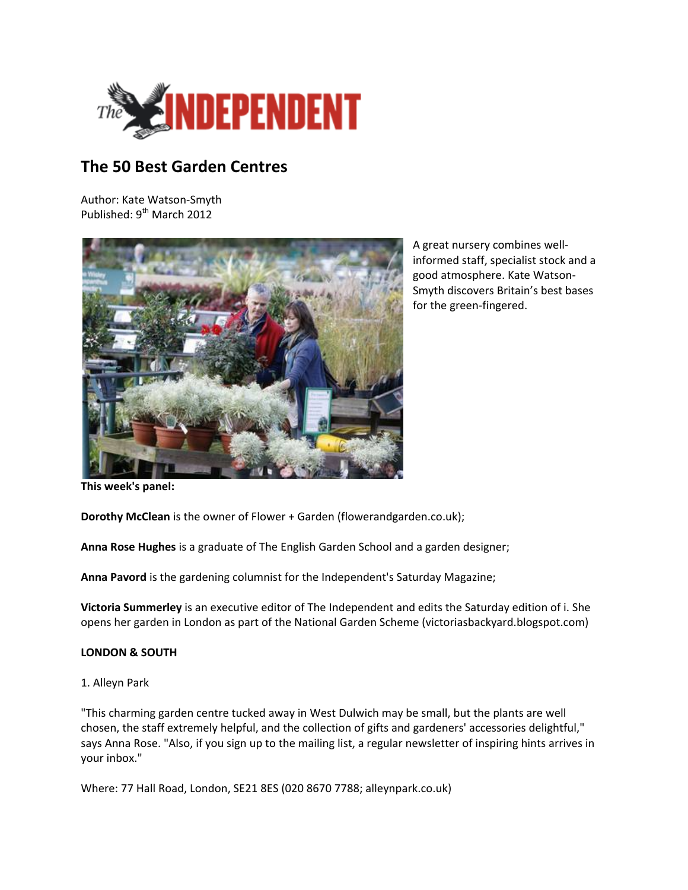# The 50 Best Garden Centres

Author: Kate Watson-Smyth
Published: 9th March 2012

A great nursery combines well-informed staff, specialist stock and a good atmosphere. Kate Watson-Smyth discovers Britain's best bases for the green-fingered.

**This week's panel:**

**Dorothy McClean** is the owner of Flower + Garden (flowerandgarden.co.uk);

**Anna Rose Hughes** is a graduate of The English Garden School and a garden designer;

**Anna Pavord** is the gardening columnist for the Independent's Saturday Magazine;

**Victoria Summerley** is an executive editor of The Independent and edits the Saturday edition of i. She opens her garden in London as part of the National Garden Scheme (victoriasbackyard.blogspot.com)

**LONDON & SOUTH**

1. Alleyn Park

"This charming garden centre tucked away in West Dulwich may be small, but the plants are well chosen, the staff extremely helpful, and the collection of gifts and gardeners' accessories delightful," says Anna Rose. "Also, if you sign up to the mailing list, a regular newsletter of inspiring hints arrives in your inbox."

Where: 77 Hall Road, London, SE21 8ES (020 8670 7788; alleynpark.co.uk)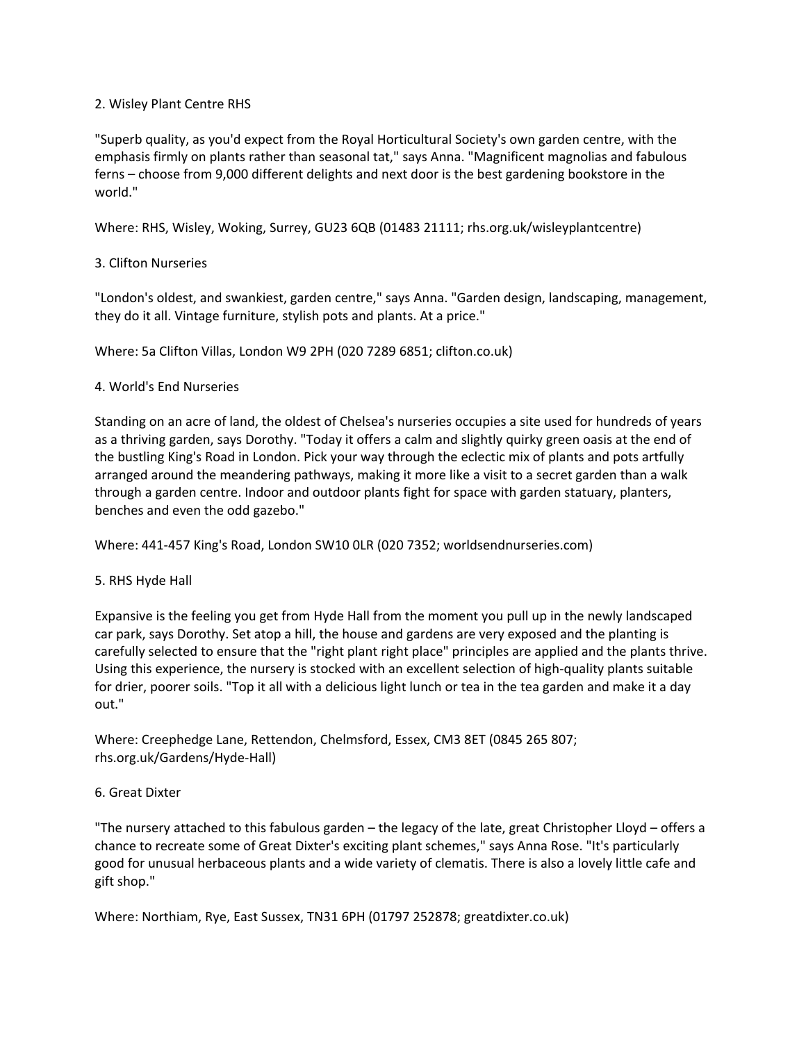2. Wisley Plant Centre RHS

"Superb quality, as you'd expect from the Royal Horticultural Society's own garden centre, with the emphasis firmly on plants rather than seasonal tat," says Anna. "Magnificent magnolias and fabulous ferns – choose from 9,000 different delights and next door is the best gardening bookstore in the world."

Where: RHS, Wisley, Woking, Surrey, GU23 6QB (01483 21111; rhs.org.uk/wisleyplantcentre)

3. Clifton Nurseries

"London's oldest, and swankiest, garden centre," says Anna. "Garden design, landscaping, management, they do it all. Vintage furniture, stylish pots and plants. At a price."

Where: 5a Clifton Villas, London W9 2PH (020 7289 6851; clifton.co.uk)

4. World's End Nurseries

Standing on an acre of land, the oldest of Chelsea's nurseries occupies a site used for hundreds of years as a thriving garden, says Dorothy. "Today it offers a calm and slightly quirky green oasis at the end of the bustling King's Road in London. Pick your way through the eclectic mix of plants and pots artfully arranged around the meandering pathways, making it more like a visit to a secret garden than a walk through a garden centre. Indoor and outdoor plants fight for space with garden statuary, planters, benches and even the odd gazebo."

Where: 441-457 King's Road, London SW10 0LR (020 7352; worldsendnurseries.com)

5. RHS Hyde Hall

Expansive is the feeling you get from Hyde Hall from the moment you pull up in the newly landscaped car park, says Dorothy. Set atop a hill, the house and gardens are very exposed and the planting is carefully selected to ensure that the "right plant right place" principles are applied and the plants thrive. Using this experience, the nursery is stocked with an excellent selection of high-quality plants suitable for drier, poorer soils. "Top it all with a delicious light lunch or tea in the tea garden and make it a day out."

Where: Creephedge Lane, Rettendon, Chelmsford, Essex, CM3 8ET (0845 265 807; rhs.org.uk/Gardens/Hyde-Hall)

6. Great Dixter

"The nursery attached to this fabulous garden – the legacy of the late, great Christopher Lloyd – offers a chance to recreate some of Great Dixter's exciting plant schemes," says Anna Rose. "It's particularly good for unusual herbaceous plants and a wide variety of clematis. There is also a lovely little cafe and gift shop."

Where: Northiam, Rye, East Sussex, TN31 6PH (01797 252878; greatdixter.co.uk)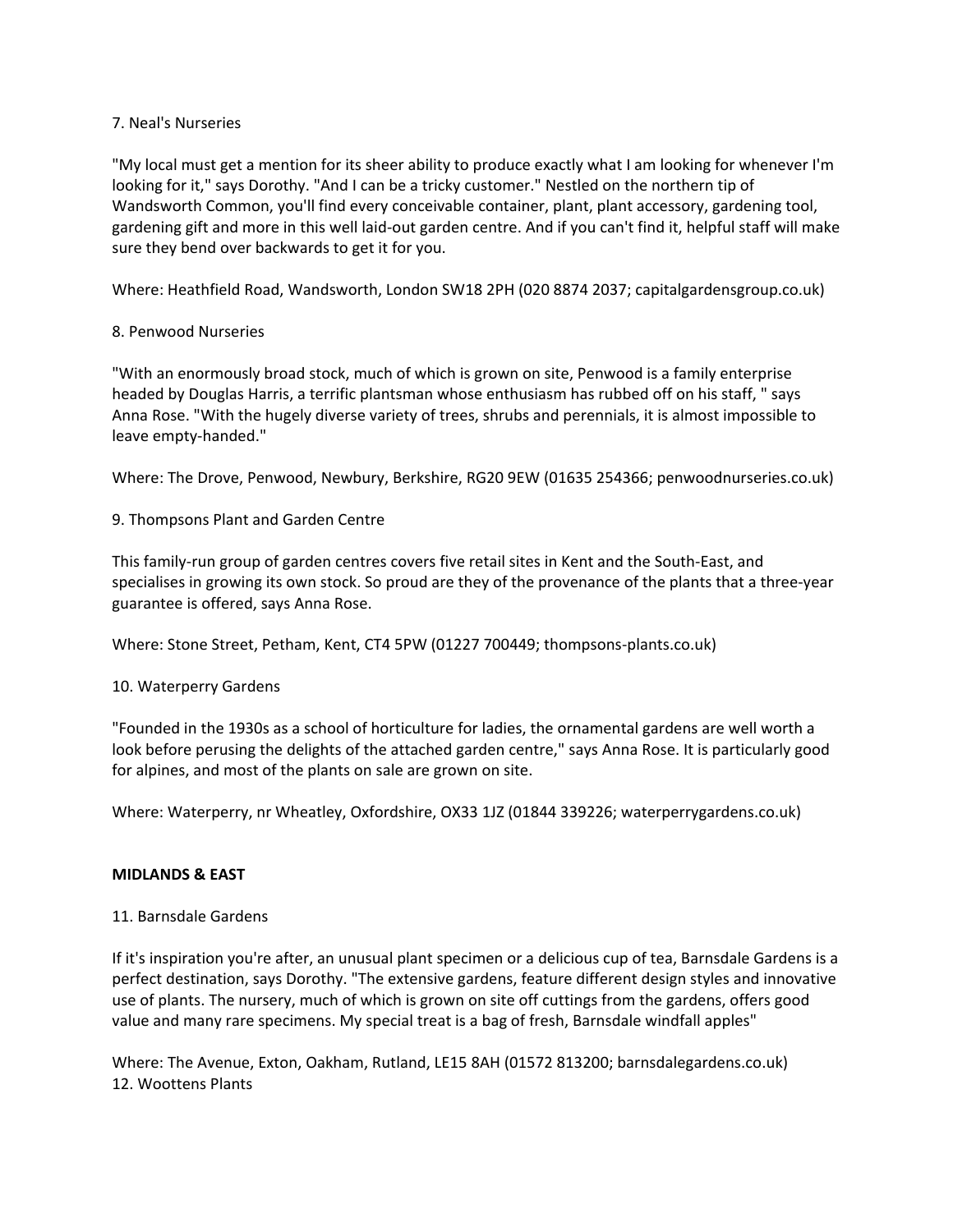7. Neal's Nurseries

"My local must get a mention for its sheer ability to produce exactly what I am looking for whenever I'm looking for it," says Dorothy. "And I can be a tricky customer." Nestled on the northern tip of Wandsworth Common, you'll find every conceivable container, plant, plant accessory, gardening tool, gardening gift and more in this well laid-out garden centre. And if you can't find it, helpful staff will make sure they bend over backwards to get it for you.

Where: Heathfield Road, Wandsworth, London SW18 2PH (020 8874 2037; capitalgardensgroup.co.uk)

8. Penwood Nurseries

"With an enormously broad stock, much of which is grown on site, Penwood is a family enterprise headed by Douglas Harris, a terrific plantsman whose enthusiasm has rubbed off on his staff, " says Anna Rose. "With the hugely diverse variety of trees, shrubs and perennials, it is almost impossible to leave empty-handed."

Where: The Drove, Penwood, Newbury, Berkshire, RG20 9EW (01635 254366; penwoodnurseries.co.uk)

9. Thompsons Plant and Garden Centre

This family-run group of garden centres covers five retail sites in Kent and the South-East, and specialises in growing its own stock. So proud are they of the provenance of the plants that a three-year guarantee is offered, says Anna Rose.

Where: Stone Street, Petham, Kent, CT4 5PW (01227 700449; thompsons-plants.co.uk)

10. Waterperry Gardens

"Founded in the 1930s as a school of horticulture for ladies, the ornamental gardens are well worth a look before perusing the delights of the attached garden centre," says Anna Rose. It is particularly good for alpines, and most of the plants on sale are grown on site.

Where: Waterperry, nr Wheatley, Oxfordshire, OX33 1JZ (01844 339226; waterperrygardens.co.uk)

**MIDLANDS & EAST**

11. Barnsdale Gardens

If it's inspiration you're after, an unusual plant specimen or a delicious cup of tea, Barnsdale Gardens is a perfect destination, says Dorothy. "The extensive gardens, feature different design styles and innovative use of plants. The nursery, much of which is grown on site off cuttings from the gardens, offers good value and many rare specimens. My special treat is a bag of fresh, Barnsdale windfall apples"

Where: The Avenue, Exton, Oakham, Rutland, LE15 8AH (01572 813200; barnsdalegardens.co.uk)

12. Woottens Plants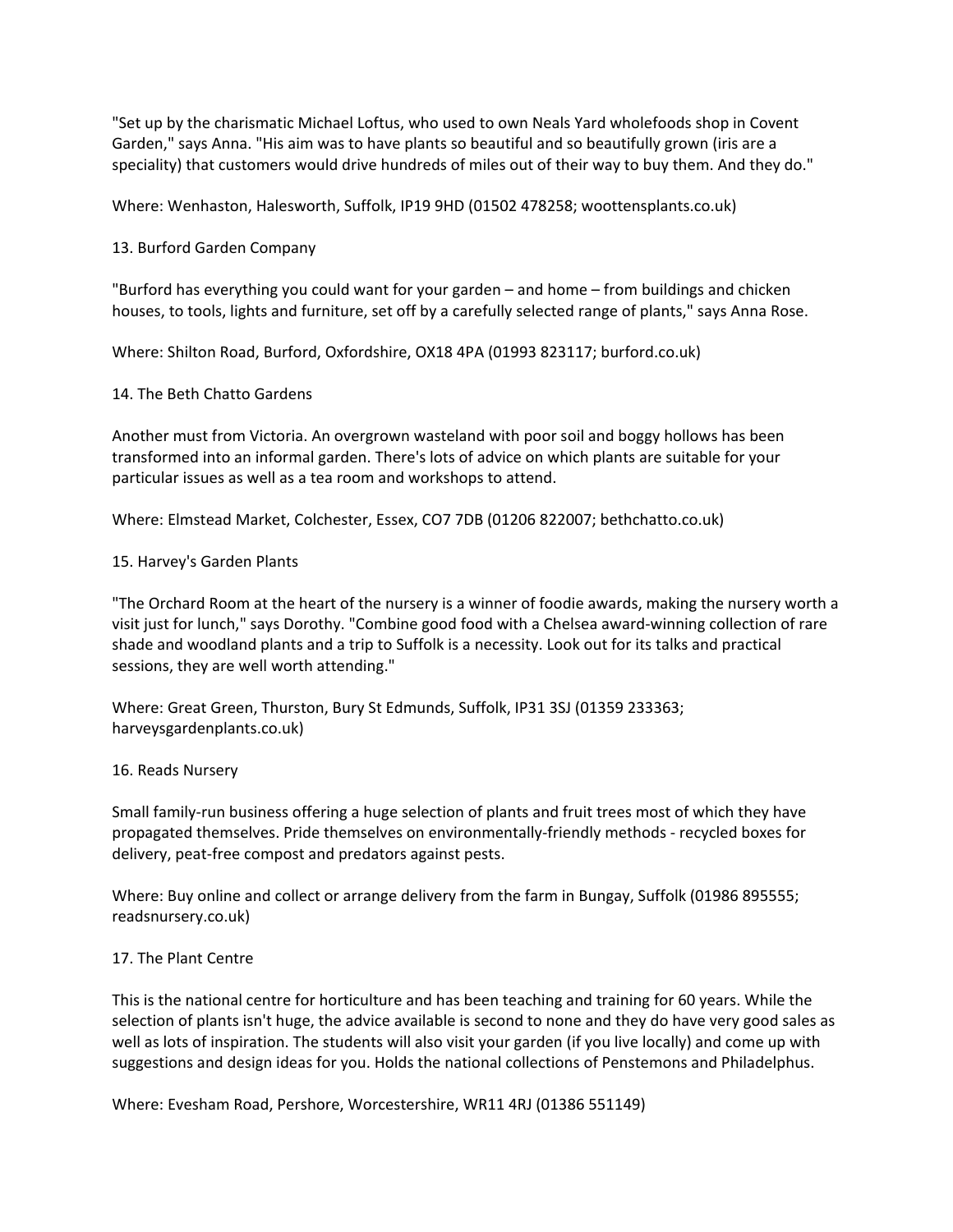"Set up by the charismatic Michael Loftus, who used to own Neals Yard wholefoods shop in Covent Garden," says Anna. "His aim was to have plants so beautiful and so beautifully grown (iris are a speciality) that customers would drive hundreds of miles out of their way to buy them. And they do."

Where: Wenhaston, Halesworth, Suffolk, IP19 9HD (01502 478258; woottensplants.co.uk)

13. Burford Garden Company

"Burford has everything you could want for your garden – and home – from buildings and chicken houses, to tools, lights and furniture, set off by a carefully selected range of plants," says Anna Rose.

Where: Shilton Road, Burford, Oxfordshire, OX18 4PA (01993 823117; burford.co.uk)

14. The Beth Chatto Gardens

Another must from Victoria. An overgrown wasteland with poor soil and boggy hollows has been transformed into an informal garden. There's lots of advice on which plants are suitable for your particular issues as well as a tea room and workshops to attend.

Where: Elmstead Market, Colchester, Essex, CO7 7DB (01206 822007; bethchatto.co.uk)

15. Harvey's Garden Plants

"The Orchard Room at the heart of the nursery is a winner of foodie awards, making the nursery worth a visit just for lunch," says Dorothy. "Combine good food with a Chelsea award-winning collection of rare shade and woodland plants and a trip to Suffolk is a necessity. Look out for its talks and practical sessions, they are well worth attending."

Where: Great Green, Thurston, Bury St Edmunds, Suffolk, IP31 3SJ (01359 233363; harveysgardenplants.co.uk)

16. Reads Nursery

Small family-run business offering a huge selection of plants and fruit trees most of which they have propagated themselves. Pride themselves on environmentally-friendly methods - recycled boxes for delivery, peat-free compost and predators against pests.

Where: Buy online and collect or arrange delivery from the farm in Bungay, Suffolk (01986 895555; readsnursery.co.uk)

17. The Plant Centre

This is the national centre for horticulture and has been teaching and training for 60 years. While the selection of plants isn't huge, the advice available is second to none and they do have very good sales as well as lots of inspiration. The students will also visit your garden (if you live locally) and come up with suggestions and design ideas for you. Holds the national collections of Penstemons and Philadelphus.

Where: Evesham Road, Pershore, Worcestershire, WR11 4RJ (01386 551149)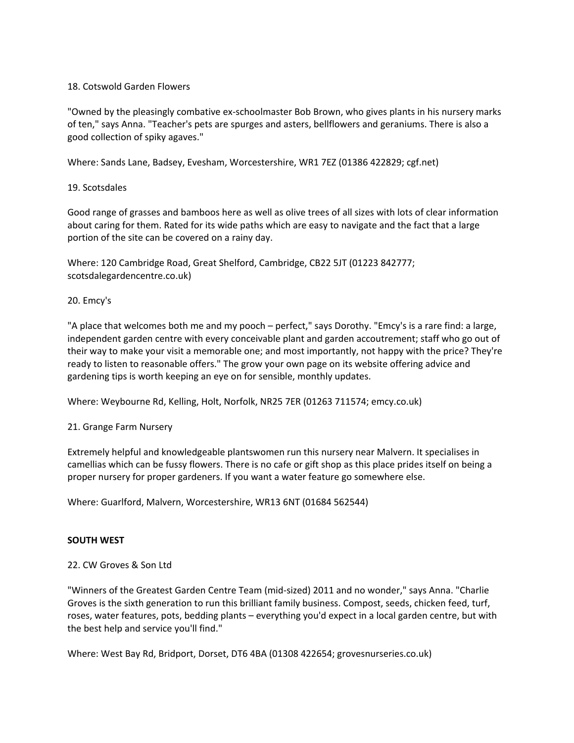18. Cotswold Garden Flowers

"Owned by the pleasingly combative ex-schoolmaster Bob Brown, who gives plants in his nursery marks of ten," says Anna. "Teacher's pets are spurges and asters, bellflowers and geraniums. There is also a good collection of spiky agaves."

Where: Sands Lane, Badsey, Evesham, Worcestershire, WR1 7EZ (01386 422829; cgf.net)

19. Scotsdales

Good range of grasses and bamboos here as well as olive trees of all sizes with lots of clear information about caring for them. Rated for its wide paths which are easy to navigate and the fact that a large portion of the site can be covered on a rainy day.

Where: 120 Cambridge Road, Great Shelford, Cambridge, CB22 5JT (01223 842777; scotsdalegardencentre.co.uk)

20. Emcy's

"A place that welcomes both me and my pooch – perfect," says Dorothy. "Emcy's is a rare find: a large, independent garden centre with every conceivable plant and garden accoutrement; staff who go out of their way to make your visit a memorable one; and most importantly, not happy with the price? They're ready to listen to reasonable offers." The grow your own page on its website offering advice and gardening tips is worth keeping an eye on for sensible, monthly updates.

Where: Weybourne Rd, Kelling, Holt, Norfolk, NR25 7ER (01263 711574; emcy.co.uk)

21. Grange Farm Nursery

Extremely helpful and knowledgeable plantswomen run this nursery near Malvern. It specialises in camellias which can be fussy flowers. There is no cafe or gift shop as this place prides itself on being a proper nursery for proper gardeners. If you want a water feature go somewhere else.

Where: Guarlford, Malvern, Worcestershire, WR13 6NT (01684 562544)

**SOUTH WEST**

22. CW Groves & Son Ltd

"Winners of the Greatest Garden Centre Team (mid-sized) 2011 and no wonder," says Anna. "Charlie Groves is the sixth generation to run this brilliant family business. Compost, seeds, chicken feed, turf, roses, water features, pots, bedding plants – everything you'd expect in a local garden centre, but with the best help and service you'll find."

Where: West Bay Rd, Bridport, Dorset, DT6 4BA (01308 422654; grovesnurseries.co.uk)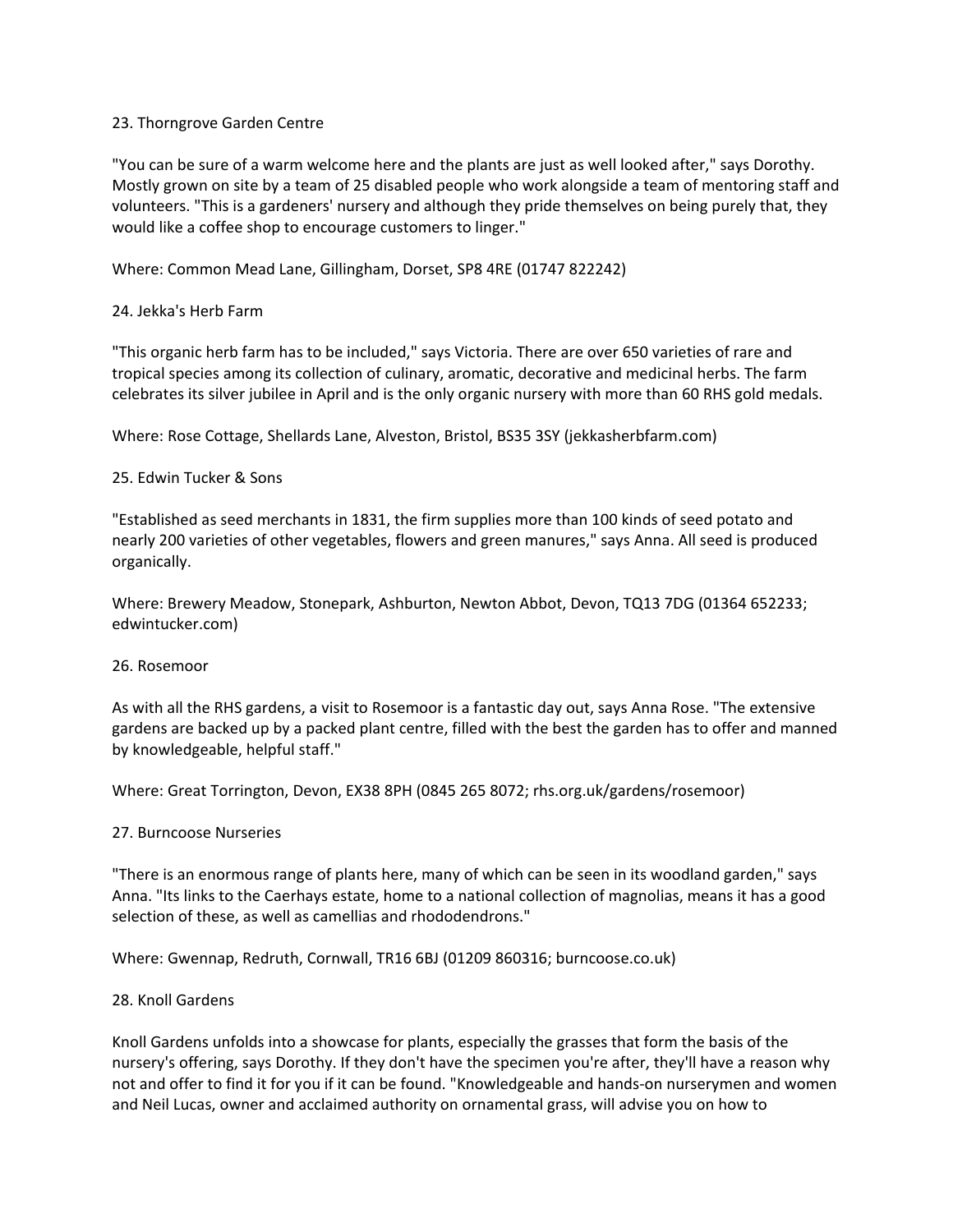23. Thorngrove Garden Centre

"You can be sure of a warm welcome here and the plants are just as well looked after," says Dorothy. Mostly grown on site by a team of 25 disabled people who work alongside a team of mentoring staff and volunteers. "This is a gardeners' nursery and although they pride themselves on being purely that, they would like a coffee shop to encourage customers to linger."

Where: Common Mead Lane, Gillingham, Dorset, SP8 4RE (01747 822242)

24. Jekka's Herb Farm

"This organic herb farm has to be included," says Victoria. There are over 650 varieties of rare and tropical species among its collection of culinary, aromatic, decorative and medicinal herbs. The farm celebrates its silver jubilee in April and is the only organic nursery with more than 60 RHS gold medals.

Where: Rose Cottage, Shellards Lane, Alveston, Bristol, BS35 3SY (jekkasherbfarm.com)

25. Edwin Tucker & Sons

"Established as seed merchants in 1831, the firm supplies more than 100 kinds of seed potato and nearly 200 varieties of other vegetables, flowers and green manures," says Anna. All seed is produced organically.

Where: Brewery Meadow, Stonepark, Ashburton, Newton Abbot, Devon, TQ13 7DG (01364 652233; edwintucker.com)

26. Rosemoor

As with all the RHS gardens, a visit to Rosemoor is a fantastic day out, says Anna Rose. "The extensive gardens are backed up by a packed plant centre, filled with the best the garden has to offer and manned by knowledgeable, helpful staff."

Where: Great Torrington, Devon, EX38 8PH (0845 265 8072; rhs.org.uk/gardens/rosemoor)

27. Burncoose Nurseries

"There is an enormous range of plants here, many of which can be seen in its woodland garden," says Anna. "Its links to the Caerhays estate, home to a national collection of magnolias, means it has a good selection of these, as well as camellias and rhododendrons."

Where: Gwennap, Redruth, Cornwall, TR16 6BJ (01209 860316; burncoose.co.uk)

28. Knoll Gardens

Knoll Gardens unfolds into a showcase for plants, especially the grasses that form the basis of the nursery's offering, says Dorothy. If they don't have the specimen you're after, they'll have a reason why not and offer to find it for you if it can be found. "Knowledgeable and hands-on nurserymen and women and Neil Lucas, owner and acclaimed authority on ornamental grass, will advise you on how to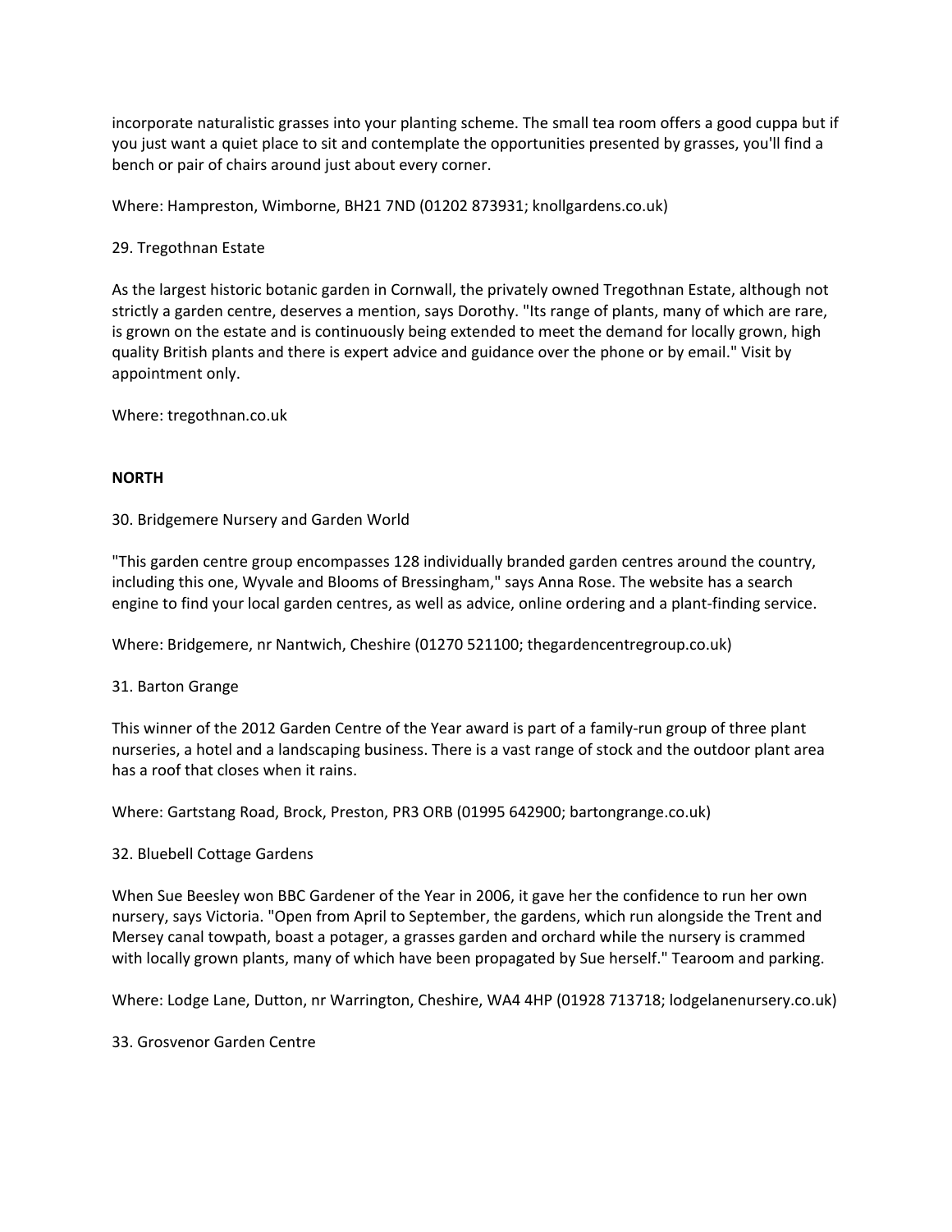incorporate naturalistic grasses into your planting scheme. The small tea room offers a good cuppa but if you just want a quiet place to sit and contemplate the opportunities presented by grasses, you'll find a bench or pair of chairs around just about every corner.

Where: Hampreston, Wimborne, BH21 7ND (01202 873931; knollgardens.co.uk)

29. Tregothnan Estate

As the largest historic botanic garden in Cornwall, the privately owned Tregothnan Estate, although not strictly a garden centre, deserves a mention, says Dorothy. "Its range of plants, many of which are rare, is grown on the estate and is continuously being extended to meet the demand for locally grown, high quality British plants and there is expert advice and guidance over the phone or by email." Visit by appointment only.

Where: tregothnan.co.uk

**NORTH**

30. Bridgemere Nursery and Garden World

"This garden centre group encompasses 128 individually branded garden centres around the country, including this one, Wyvale and Blooms of Bressingham," says Anna Rose. The website has a search engine to find your local garden centres, as well as advice, online ordering and a plant-finding service.

Where: Bridgemere, nr Nantwich, Cheshire (01270 521100; thegardencentregroup.co.uk)

31. Barton Grange

This winner of the 2012 Garden Centre of the Year award is part of a family-run group of three plant nurseries, a hotel and a landscaping business. There is a vast range of stock and the outdoor plant area has a roof that closes when it rains.

Where: Gartstang Road, Brock, Preston, PR3 ORB (01995 642900; bartongrange.co.uk)

32. Bluebell Cottage Gardens

When Sue Beesley won BBC Gardener of the Year in 2006, it gave her the confidence to run her own nursery, says Victoria. "Open from April to September, the gardens, which run alongside the Trent and Mersey canal towpath, boast a potager, a grasses garden and orchard while the nursery is crammed with locally grown plants, many of which have been propagated by Sue herself." Tearoom and parking.

Where: Lodge Lane, Dutton, nr Warrington, Cheshire, WA4 4HP (01928 713718; lodgelanenursery.co.uk)

33. Grosvenor Garden Centre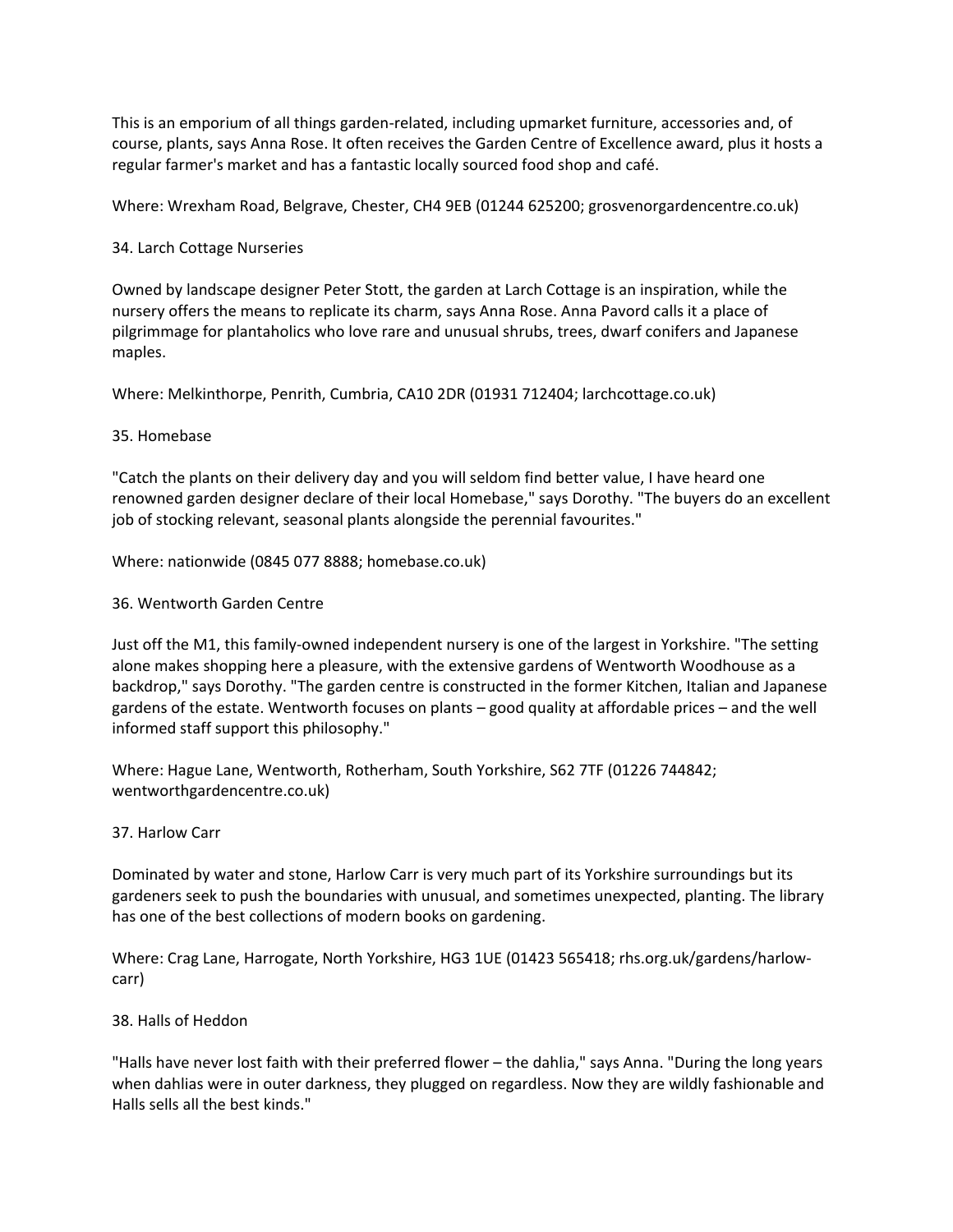This is an emporium of all things garden-related, including upmarket furniture, accessories and, of course, plants, says Anna Rose. It often receives the Garden Centre of Excellence award, plus it hosts a regular farmer's market and has a fantastic locally sourced food shop and café.

Where: Wrexham Road, Belgrave, Chester, CH4 9EB (01244 625200; grosvenorgardencentre.co.uk)

34. Larch Cottage Nurseries

Owned by landscape designer Peter Stott, the garden at Larch Cottage is an inspiration, while the nursery offers the means to replicate its charm, says Anna Rose. Anna Pavord calls it a place of pilgrimmage for plantaholics who love rare and unusual shrubs, trees, dwarf conifers and Japanese maples.

Where: Melkinthorpe, Penrith, Cumbria, CA10 2DR (01931 712404; larchcottage.co.uk)

35. Homebase

"Catch the plants on their delivery day and you will seldom find better value, I have heard one renowned garden designer declare of their local Homebase," says Dorothy. "The buyers do an excellent job of stocking relevant, seasonal plants alongside the perennial favourites."

Where: nationwide (0845 077 8888; homebase.co.uk)

36. Wentworth Garden Centre

Just off the M1, this family-owned independent nursery is one of the largest in Yorkshire. "The setting alone makes shopping here a pleasure, with the extensive gardens of Wentworth Woodhouse as a backdrop," says Dorothy. "The garden centre is constructed in the former Kitchen, Italian and Japanese gardens of the estate. Wentworth focuses on plants – good quality at affordable prices – and the well informed staff support this philosophy."

Where: Hague Lane, Wentworth, Rotherham, South Yorkshire, S62 7TF (01226 744842; wentworthgardencentre.co.uk)

37. Harlow Carr

Dominated by water and stone, Harlow Carr is very much part of its Yorkshire surroundings but its gardeners seek to push the boundaries with unusual, and sometimes unexpected, planting. The library has one of the best collections of modern books on gardening.

Where: Crag Lane, Harrogate, North Yorkshire, HG3 1UE (01423 565418; rhs.org.uk/gardens/harlow-carr)

38. Halls of Heddon

"Halls have never lost faith with their preferred flower – the dahlia," says Anna. "During the long years when dahlias were in outer darkness, they plugged on regardless. Now they are wildly fashionable and Halls sells all the best kinds."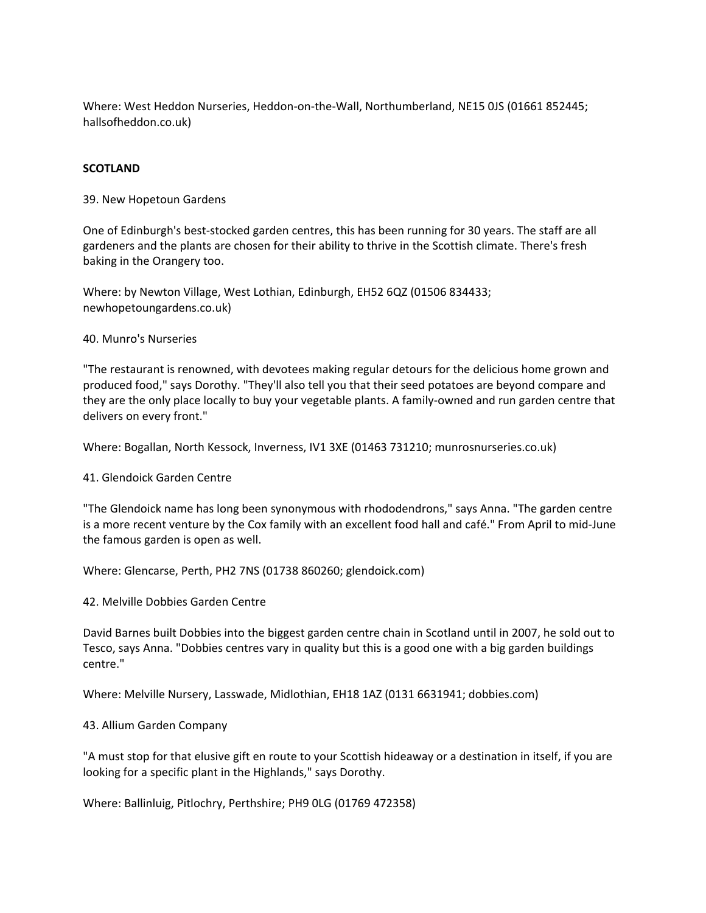Where: West Heddon Nurseries, Heddon-on-the-Wall, Northumberland, NE15 0JS (01661 852445; hallsofheddon.co.uk)

## SCOTLAND

39. New Hopetoun Gardens

One of Edinburgh's best-stocked garden centres, this has been running for 30 years. The staff are all gardeners and the plants are chosen for their ability to thrive in the Scottish climate. There's fresh baking in the Orangery too.

Where: by Newton Village, West Lothian, Edinburgh, EH52 6QZ (01506 834433; newhopetoungardens.co.uk)

40. Munro's Nurseries

"The restaurant is renowned, with devotees making regular detours for the delicious home grown and produced food," says Dorothy. "They'll also tell you that their seed potatoes are beyond compare and they are the only place locally to buy your vegetable plants. A family-owned and run garden centre that delivers on every front."

Where: Bogallan, North Kessock, Inverness, IV1 3XE (01463 731210; munrosnurseries.co.uk)

41. Glendoick Garden Centre

"The Glendoick name has long been synonymous with rhododendrons," says Anna. "The garden centre is a more recent venture by the Cox family with an excellent food hall and café." From April to mid-June the famous garden is open as well.

Where: Glencarse, Perth, PH2 7NS (01738 860260; glendoick.com)

42. Melville Dobbies Garden Centre

David Barnes built Dobbies into the biggest garden centre chain in Scotland until in 2007, he sold out to Tesco, says Anna. "Dobbies centres vary in quality but this is a good one with a big garden buildings centre."

Where: Melville Nursery, Lasswade, Midlothian, EH18 1AZ (0131 6631941; dobbies.com)

43. Allium Garden Company

"A must stop for that elusive gift en route to your Scottish hideaway or a destination in itself, if you are looking for a specific plant in the Highlands," says Dorothy.

Where: Ballinluig, Pitlochry, Perthshire; PH9 0LG (01769 472358)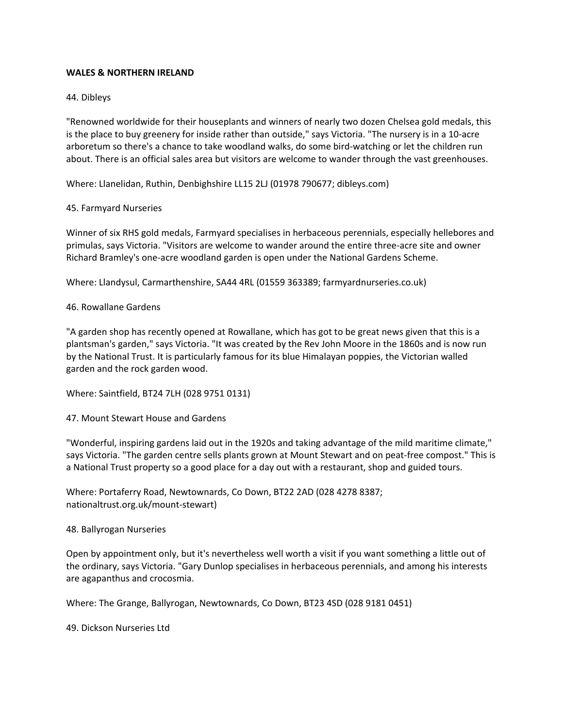**WALES & NORTHERN IRELAND**

44. Dibleys

"Renowned worldwide for their houseplants and winners of nearly two dozen Chelsea gold medals, this is the place to buy greenery for inside rather than outside," says Victoria. "The nursery is in a 10-acre arboretum so there's a chance to take woodland walks, do some bird-watching or let the children run about. There is an official sales area but visitors are welcome to wander through the vast greenhouses.

Where: Llanelidan, Ruthin, Denbighshire LL15 2LJ (01978 790677; dibleys.com)

45. Farmyard Nurseries

Winner of six RHS gold medals, Farmyard specialises in herbaceous perennials, especially hellebores and primulas, says Victoria. "Visitors are welcome to wander around the entire three-acre site and owner Richard Bramley's one-acre woodland garden is open under the National Gardens Scheme.

Where: Llandysul, Carmarthenshire, SA44 4RL (01559 363389; farmyardnurseries.co.uk)

46. Rowallane Gardens

"A garden shop has recently opened at Rowallane, which has got to be great news given that this is a plantsman's garden," says Victoria. "It was created by the Rev John Moore in the 1860s and is now run by the National Trust. It is particularly famous for its blue Himalayan poppies, the Victorian walled garden and the rock garden wood.

Where: Saintfield, BT24 7LH (028 9751 0131)

47. Mount Stewart House and Gardens

"Wonderful, inspiring gardens laid out in the 1920s and taking advantage of the mild maritime climate," says Victoria. "The garden centre sells plants grown at Mount Stewart and on peat-free compost." This is a National Trust property so a good place for a day out with a restaurant, shop and guided tours.

Where: Portaferry Road, Newtownards, Co Down, BT22 2AD (028 4278 8387; nationaltrust.org.uk/mount-stewart)

48. Ballyrogan Nurseries

Open by appointment only, but it's nevertheless well worth a visit if you want something a little out of the ordinary, says Victoria. "Gary Dunlop specialises in herbaceous perennials, and among his interests are agapanthus and crocosmia.

Where: The Grange, Ballyrogan, Newtownards, Co Down, BT23 4SD (028 9181 0451)

49. Dickson Nurseries Ltd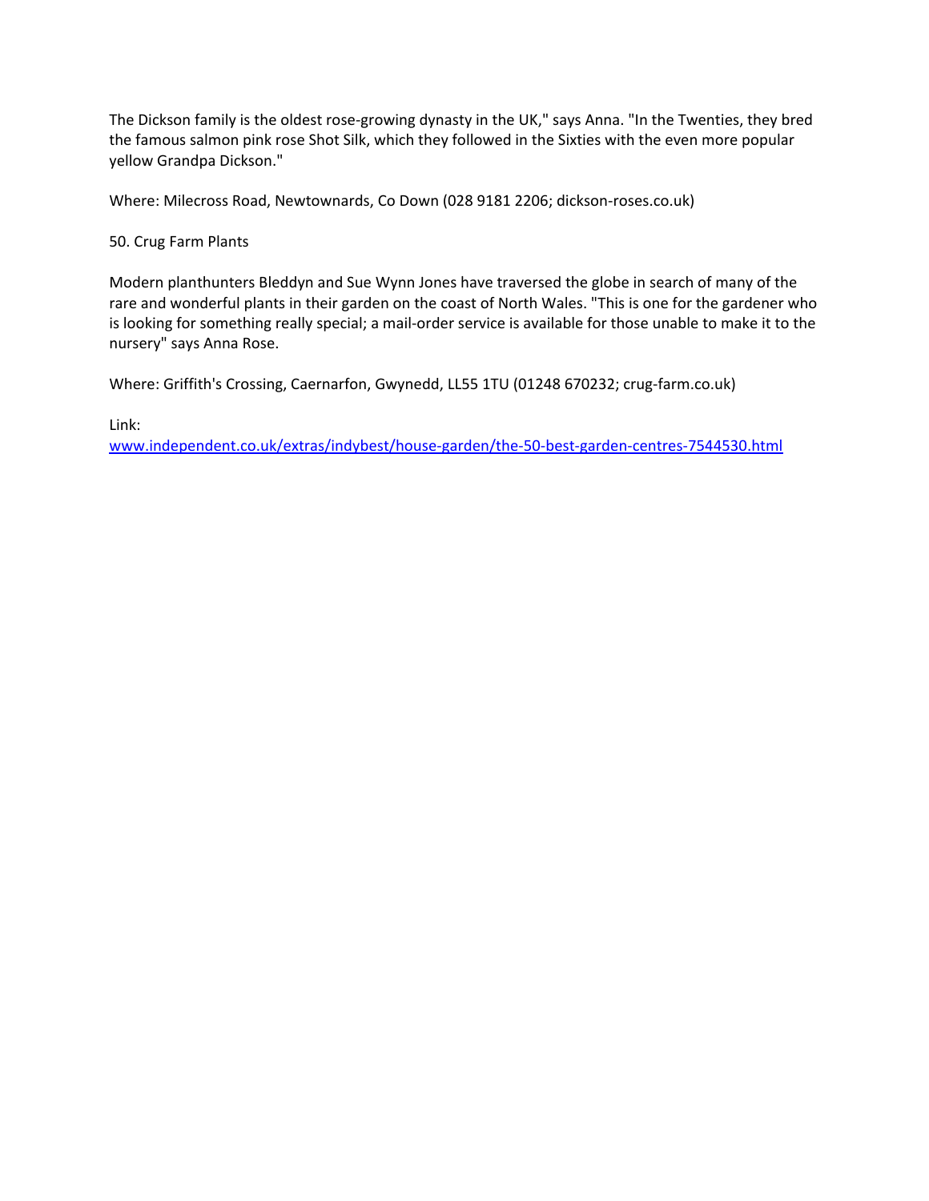The Dickson family is the oldest rose-growing dynasty in the UK," says Anna. "In the Twenties, they bred the famous salmon pink rose Shot Silk, which they followed in the Sixties with the even more popular yellow Grandpa Dickson."

Where: Milecross Road, Newtownards, Co Down (028 9181 2206; dickson-roses.co.uk)

50. Crug Farm Plants

Modern planthunters Bleddyn and Sue Wynn Jones have traversed the globe in search of many of the rare and wonderful plants in their garden on the coast of North Wales. "This is one for the gardener who is looking for something really special; a mail-order service is available for those unable to make it to the nursery" says Anna Rose.

Where: Griffith's Crossing, Caernarfon, Gwynedd, LL55 1TU (01248 670232; crug-farm.co.uk)

Link:
[www.independent.co.uk/extras/indybest/house-garden/the-50-best-garden-centres-7544530.html](http://www.independent.co.uk/extras/indybest/house-garden/the-50-best-garden-centres-7544530.html)